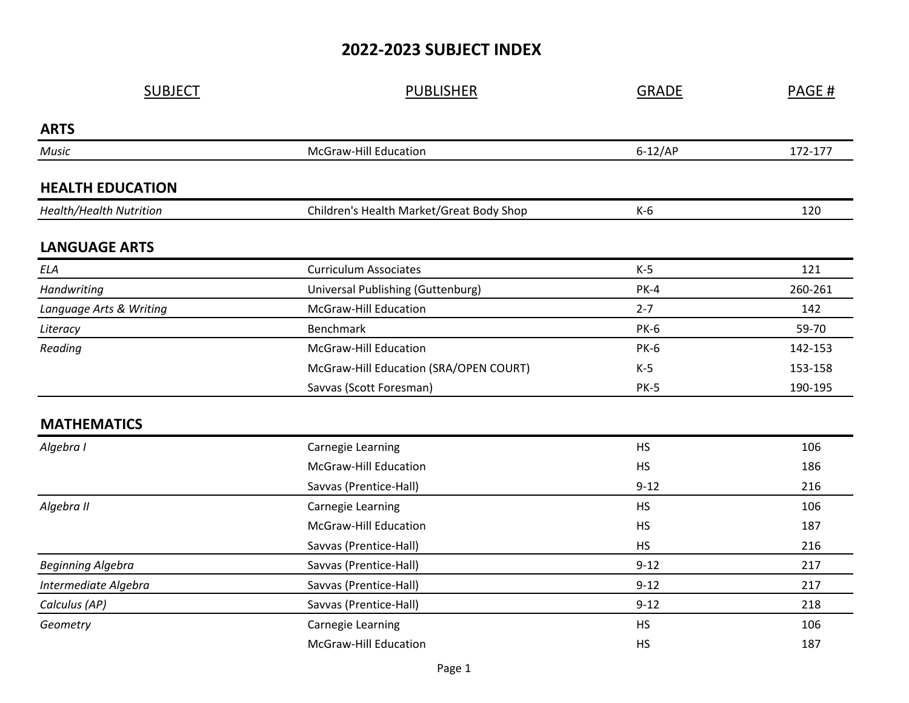# 2022-2023 SUBJECT INDEX

| SUBJECT | PUBLISHER | GRADE | PAGE # |
|---|---|---|---|
| **ARTS** | | | |
| *Music* | McGraw-Hill Education | 6-12/AP | 172-177 |
| **HEALTH EDUCATION** | | | |
| *Health/Health Nutrition* | Children's Health Market/Great Body Shop | K-6 | 120 |
| **LANGUAGE ARTS** | | | |
| *ELA* | Curriculum Associates | K-5 | 121 |
| *Handwriting* | Universal Publishing (Guttenburg) | PK-4 | 260-261 |
| *Language Arts & Writing* | McGraw-Hill Education | 2-7 | 142 |
| *Literacy* | Benchmark | PK-6 | 59-70 |
| *Reading* | McGraw-Hill Education | PK-6 | 142-153 |
| | McGraw-Hill Education (SRA/OPEN COURT) | K-5 | 153-158 |
| | Savvas (Scott Foresman) | PK-5 | 190-195 |
| **MATHEMATICS** | | | |
| *Algebra I* | Carnegie Learning | HS | 106 |
| | McGraw-Hill Education | HS | 186 |
| | Savvas (Prentice-Hall) | 9-12 | 216 |
| *Algebra II* | Carnegie Learning | HS | 106 |
| | McGraw-Hill Education | HS | 187 |
| | Savvas (Prentice-Hall) | HS | 216 |
| *Beginning Algebra* | Savvas (Prentice-Hall) | 9-12 | 217 |
| *Intermediate Algebra* | Savvas (Prentice-Hall) | 9-12 | 217 |
| *Calculus (AP)* | Savvas (Prentice-Hall) | 9-12 | 218 |
| *Geometry* | Carnegie Learning | HS | 106 |
| | McGraw-Hill Education | HS | 187 |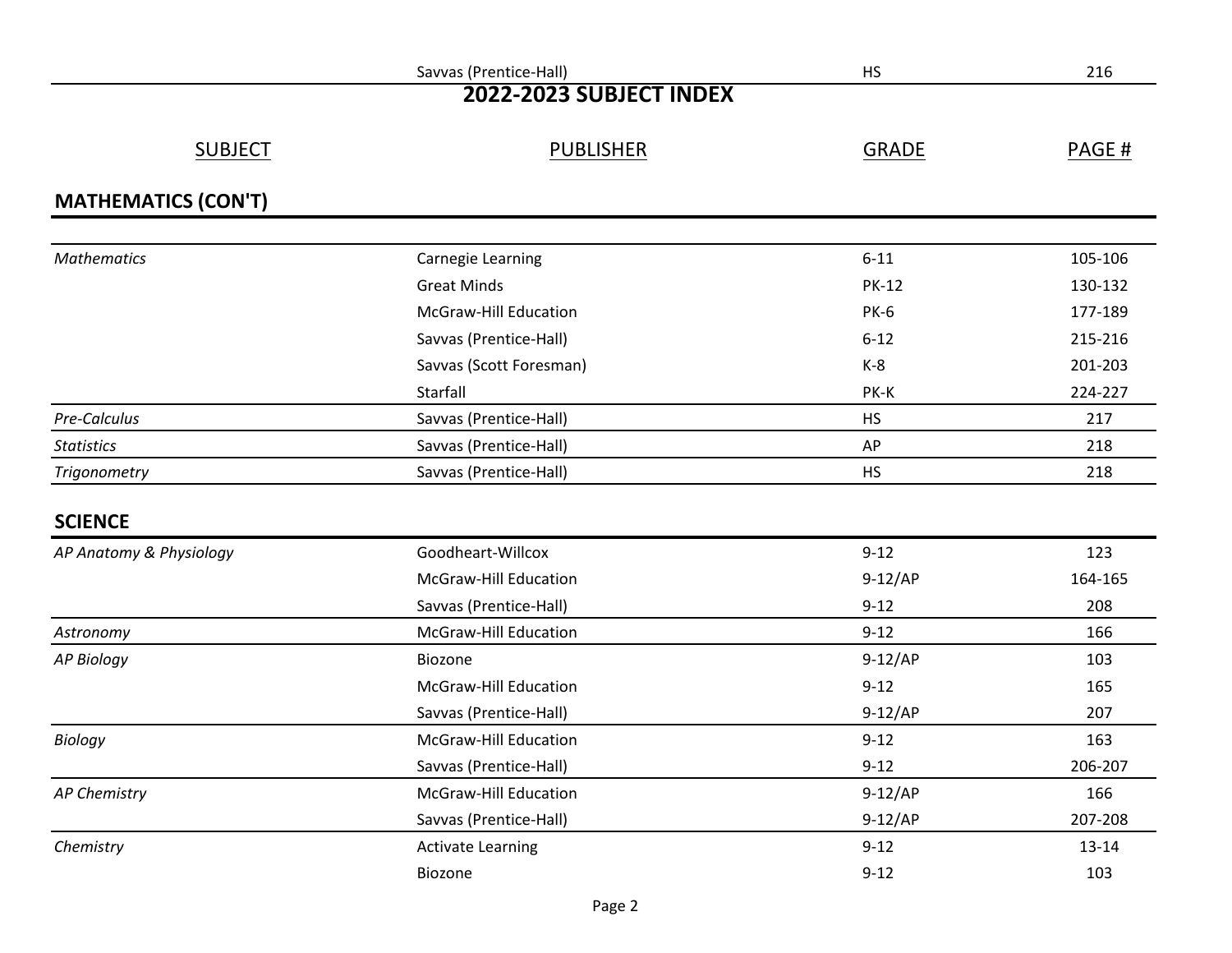| Savvas (Prentice-Hall) | HS | 216 |
|---|---|---|

# 2022-2023 SUBJECT INDEX

| SUBJECT | PUBLISHER | GRADE | PAGE # |
|---|---|---|---|
| **MATHEMATICS (CON'T)** | | | |
| *Mathematics* | Carnegie Learning | 6-11 | 105-106 |
| | Great Minds | PK-12 | 130-132 |
| | McGraw-Hill Education | PK-6 | 177-189 |
| | Savvas (Prentice-Hall) | 6-12 | 215-216 |
| | Savvas (Scott Foresman) | K-8 | 201-203 |
| | Starfall | PK-K | 224-227 |
| *Pre-Calculus* | Savvas (Prentice-Hall) | HS | 217 |
| *Statistics* | Savvas (Prentice-Hall) | AP | 218 |
| *Trigonometry* | Savvas (Prentice-Hall) | HS | 218 |
| **SCIENCE** | | | |
| *AP Anatomy & Physiology* | Goodheart-Willcox | 9-12 | 123 |
| | McGraw-Hill Education | 9-12/AP | 164-165 |
| | Savvas (Prentice-Hall) | 9-12 | 208 |
| *Astronomy* | McGraw-Hill Education | 9-12 | 166 |
| *AP Biology* | Biozone | 9-12/AP | 103 |
| | McGraw-Hill Education | 9-12 | 165 |
| | Savvas (Prentice-Hall) | 9-12/AP | 207 |
| *Biology* | McGraw-Hill Education | 9-12 | 163 |
| | Savvas (Prentice-Hall) | 9-12 | 206-207 |
| *AP Chemistry* | McGraw-Hill Education | 9-12/AP | 166 |
| | Savvas (Prentice-Hall) | 9-12/AP | 207-208 |
| *Chemistry* | Activate Learning | 9-12 | 13-14 |
| | Biozone | 9-12 | 103 |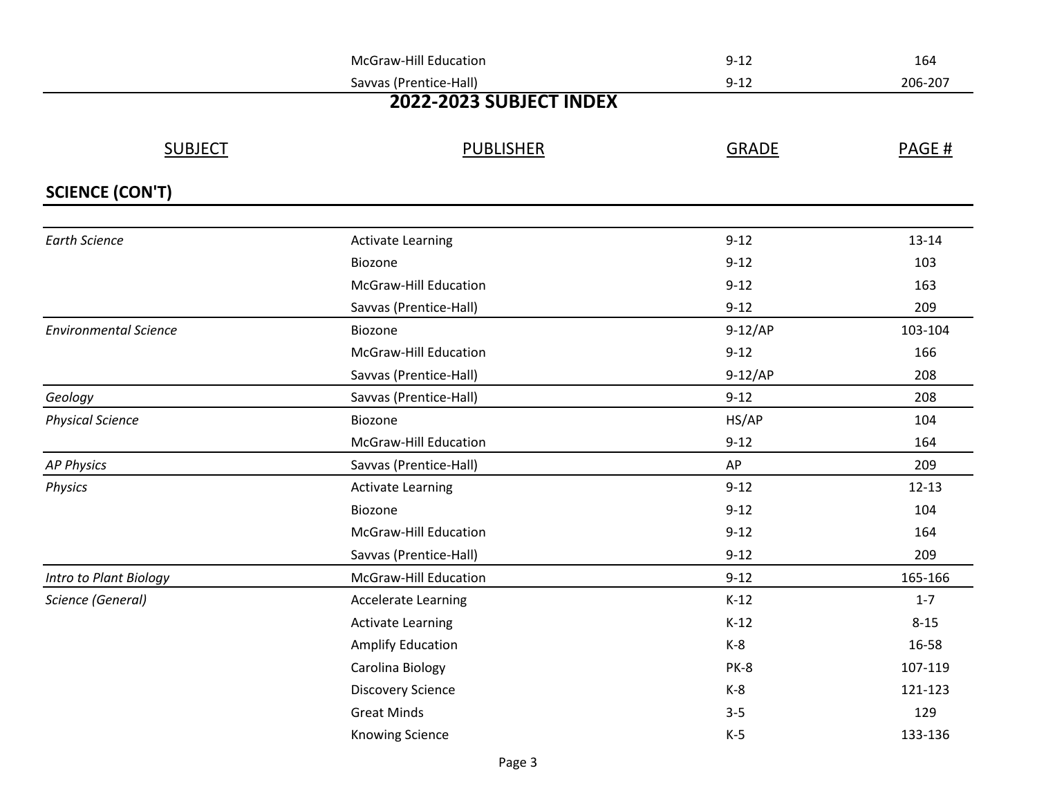| | McGraw-Hill Education | 9-12 | 164 |
|---|---|---|---|
| | Savvas (Prentice-Hall) | 9-12 | 206-207 |

## 2022-2023 SUBJECT INDEX

| SUBJECT | PUBLISHER | GRADE | PAGE # |
|---|---|---|---|
| **SCIENCE (CON'T)** | | | |
| *Earth Science* | Activate Learning | 9-12 | 13-14 |
| | Biozone | 9-12 | 103 |
| | McGraw-Hill Education | 9-12 | 163 |
| | Savvas (Prentice-Hall) | 9-12 | 209 |
| *Environmental Science* | Biozone | 9-12/AP | 103-104 |
| | McGraw-Hill Education | 9-12 | 166 |
| | Savvas (Prentice-Hall) | 9-12/AP | 208 |
| *Geology* | Savvas (Prentice-Hall) | 9-12 | 208 |
| *Physical Science* | Biozone | HS/AP | 104 |
| | McGraw-Hill Education | 9-12 | 164 |
| *AP Physics* | Savvas (Prentice-Hall) | AP | 209 |
| *Physics* | Activate Learning | 9-12 | 12-13 |
| | Biozone | 9-12 | 104 |
| | McGraw-Hill Education | 9-12 | 164 |
| | Savvas (Prentice-Hall) | 9-12 | 209 |
| *Intro to Plant Biology* | McGraw-Hill Education | 9-12 | 165-166 |
| *Science (General)* | Accelerate Learning | K-12 | 1-7 |
| | Activate Learning | K-12 | 8-15 |
| | Amplify Education | K-8 | 16-58 |
| | Carolina Biology | PK-8 | 107-119 |
| | Discovery Science | K-8 | 121-123 |
| | Great Minds | 3-5 | 129 |
| | Knowing Science | K-5 | 133-136 |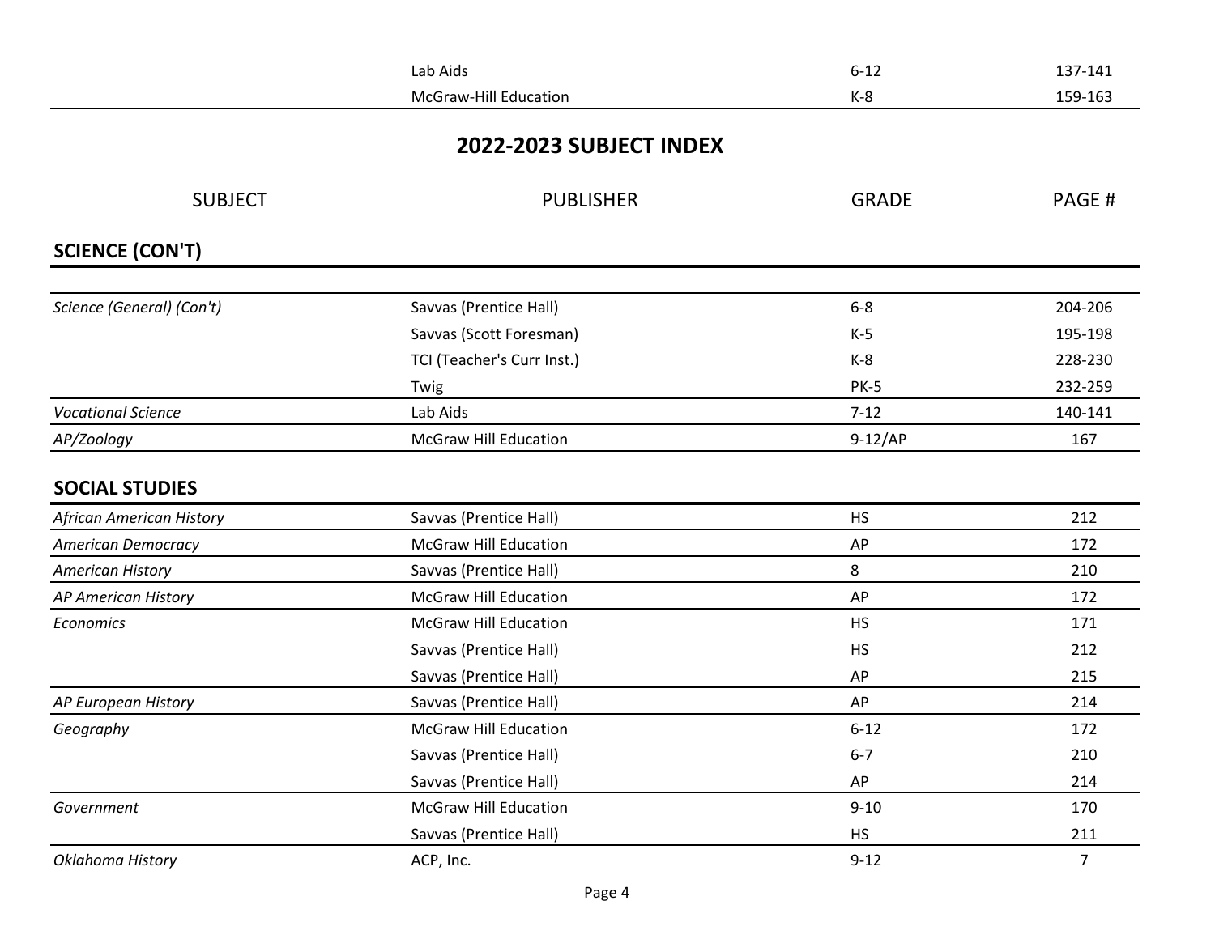| | Lab Aids | 6-12 | 137-141 |
|---|---|---|---|
| | McGraw-Hill Education | K-8 | 159-163 |

## 2022-2023 SUBJECT INDEX

| SUBJECT | PUBLISHER | GRADE | PAGE # |
|---|---|---|---|
| **SCIENCE (CON'T)** | | | |
| *Science (General) (Con't)* | Savvas (Prentice Hall) | 6-8 | 204-206 |
| | Savvas (Scott Foresman) | K-5 | 195-198 |
| | TCI (Teacher's Curr Inst.) | K-8 | 228-230 |
| | Twig | PK-5 | 232-259 |
| *Vocational Science* | Lab Aids | 7-12 | 140-141 |
| *AP/Zoology* | McGraw Hill Education | 9-12/AP | 167 |
| **SOCIAL STUDIES** | | | |
| *African American History* | Savvas (Prentice Hall) | HS | 212 |
| *American Democracy* | McGraw Hill Education | AP | 172 |
| *American History* | Savvas (Prentice Hall) | 8 | 210 |
| *AP American History* | McGraw Hill Education | AP | 172 |
| *Economics* | McGraw Hill Education | HS | 171 |
| | Savvas (Prentice Hall) | HS | 212 |
| | Savvas (Prentice Hall) | AP | 215 |
| *AP European History* | Savvas (Prentice Hall) | AP | 214 |
| *Geography* | McGraw Hill Education | 6-12 | 172 |
| | Savvas (Prentice Hall) | 6-7 | 210 |
| | Savvas (Prentice Hall) | AP | 214 |
| *Government* | McGraw Hill Education | 9-10 | 170 |
| | Savvas (Prentice Hall) | HS | 211 |
| *Oklahoma History* | ACP, Inc. | 9-12 | 7 |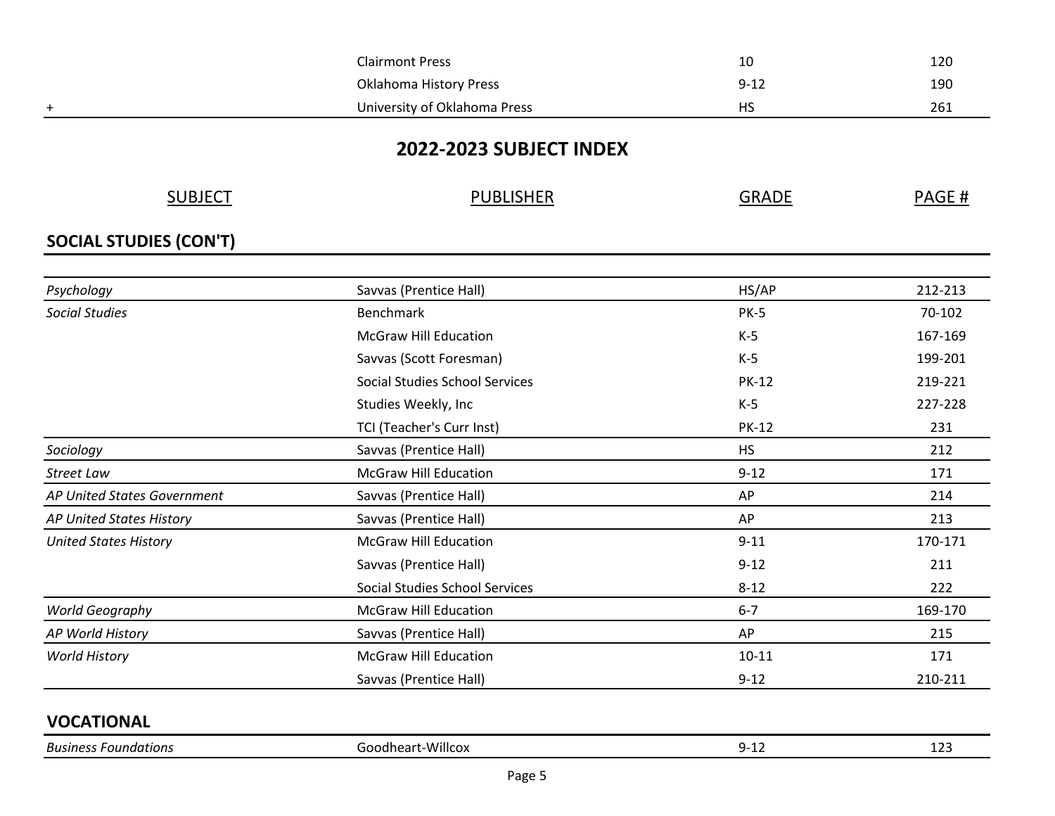| | Clairmont Press | 10 | 120 |
|---|---|---|---|
| | Oklahoma History Press | 9-12 | 190 |
| + | University of Oklahoma Press | HS | 261 |

## 2022-2023 SUBJECT INDEX

### SOCIAL STUDIES (CON'T)

| SUBJECT | PUBLISHER | GRADE | PAGE # |
|---|---|---|---|
| *Psychology* | Savvas (Prentice Hall) | HS/AP | 212-213 |
| *Social Studies* | Benchmark | PK-5 | 70-102 |
| | McGraw Hill Education | K-5 | 167-169 |
| | Savvas (Scott Foresman) | K-5 | 199-201 |
| | Social Studies School Services | PK-12 | 219-221 |
| | Studies Weekly, Inc | K-5 | 227-228 |
| | TCI (Teacher's Curr Inst) | PK-12 | 231 |
| *Sociology* | Savvas (Prentice Hall) | HS | 212 |
| *Street Law* | McGraw Hill Education | 9-12 | 171 |
| *AP United States Government* | Savvas (Prentice Hall) | AP | 214 |
| *AP United States History* | Savvas (Prentice Hall) | AP | 213 |
| *United States History* | McGraw Hill Education | 9-11 | 170-171 |
| | Savvas (Prentice Hall) | 9-12 | 211 |
| | Social Studies School Services | 8-12 | 222 |
| *World Geography* | McGraw Hill Education | 6-7 | 169-170 |
| *AP World History* | Savvas (Prentice Hall) | AP | 215 |
| *World History* | McGraw Hill Education | 10-11 | 171 |
| | Savvas (Prentice Hall) | 9-12 | 210-211 |

### VOCATIONAL

| SUBJECT | PUBLISHER | GRADE | PAGE # |
|---|---|---|---|
| *Business Foundations* | Goodheart-Willcox | 9-12 | 123 |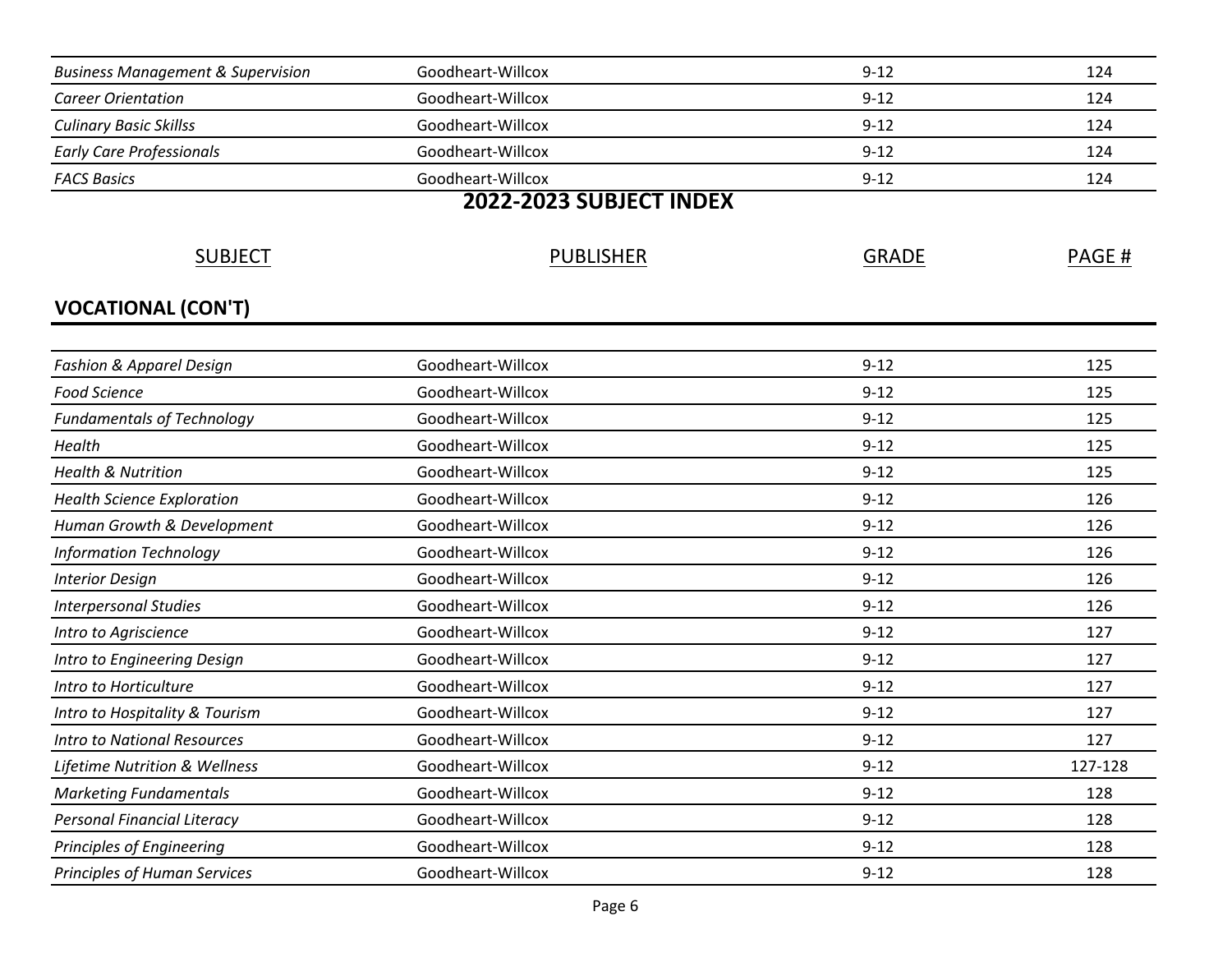| | | | |
|---|---|---|---|
| *Business Management & Supervision* | Goodheart-Willcox | 9-12 | 124 |
| *Career Orientation* | Goodheart-Willcox | 9-12 | 124 |
| *Culinary Basic Skillss* | Goodheart-Willcox | 9-12 | 124 |
| *Early Care Professionals* | Goodheart-Willcox | 9-12 | 124 |
| *FACS Basics* | Goodheart-Willcox | 9-12 | 124 |

## 2022-2023 SUBJECT INDEX

### VOCATIONAL (CON'T)

| SUBJECT | PUBLISHER | GRADE | PAGE # |
|---|---|---|---|
| *Fashion & Apparel Design* | Goodheart-Willcox | 9-12 | 125 |
| *Food Science* | Goodheart-Willcox | 9-12 | 125 |
| *Fundamentals of Technology* | Goodheart-Willcox | 9-12 | 125 |
| *Health* | Goodheart-Willcox | 9-12 | 125 |
| *Health & Nutrition* | Goodheart-Willcox | 9-12 | 125 |
| *Health Science Exploration* | Goodheart-Willcox | 9-12 | 126 |
| *Human Growth & Development* | Goodheart-Willcox | 9-12 | 126 |
| *Information Technology* | Goodheart-Willcox | 9-12 | 126 |
| *Interior Design* | Goodheart-Willcox | 9-12 | 126 |
| *Interpersonal Studies* | Goodheart-Willcox | 9-12 | 126 |
| *Intro to Agriscience* | Goodheart-Willcox | 9-12 | 127 |
| *Intro to Engineering Design* | Goodheart-Willcox | 9-12 | 127 |
| *Intro to Horticulture* | Goodheart-Willcox | 9-12 | 127 |
| *Intro to Hospitality & Tourism* | Goodheart-Willcox | 9-12 | 127 |
| *Intro to National Resources* | Goodheart-Willcox | 9-12 | 127 |
| *Lifetime Nutrition & Wellness* | Goodheart-Willcox | 9-12 | 127-128 |
| *Marketing Fundamentals* | Goodheart-Willcox | 9-12 | 128 |
| *Personal Financial Literacy* | Goodheart-Willcox | 9-12 | 128 |
| *Principles of Engineering* | Goodheart-Willcox | 9-12 | 128 |
| *Principles of Human Services* | Goodheart-Willcox | 9-12 | 128 |